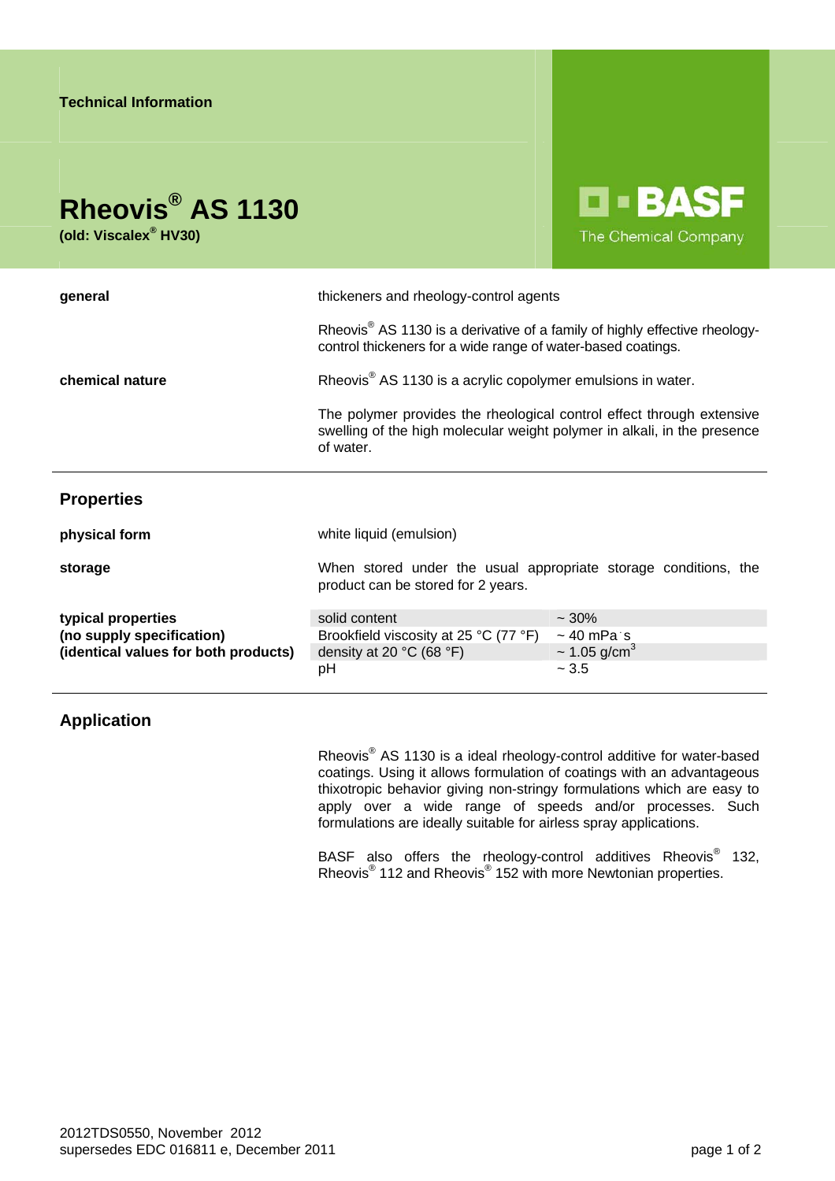**Technical Information**

# Rheovis® AS 1130

**(old: Viscalex® HV30)**

**BASF**
The Chemical Company

| | |
|---|---|
| **general** | thickeners and rheology-control agents |
| | Rheovis® AS 1130 is a derivative of a family of highly effective rheology-control thickeners for a wide range of water-based coatings. |
| **chemical nature** | Rheovis® AS 1130 is a acrylic copolymer emulsions in water. |
| | The polymer provides the rheological control effect through extensive swelling of the high molecular weight polymer in alkali, in the presence of water. |

## Properties

| | |
|---|---|
| **physical form** | white liquid (emulsion) |
| **storage** | When stored under the usual appropriate storage conditions, the product can be stored for 2 years. |

**typical properties**
**(no supply specification)**
**(identical values for both products)**

| | |
|---|---|
| solid content | ~ 30% |
| Brookfield viscosity at 25 °C (77 °F) | ~ 40 mPa·s |
| density at 20 °C (68 °F) | ~ 1.05 g/cm³ |
| pH | ~ 3.5 |

## Application

Rheovis® AS 1130 is a ideal rheology-control additive for water-based coatings. Using it allows formulation of coatings with an advantageous thixotropic behavior giving non-stringy formulations which are easy to apply over a wide range of speeds and/or processes. Such formulations are ideally suitable for airless spray applications.

BASF also offers the rheology-control additives Rheovis® 132, Rheovis® 112 and Rheovis® 152 with more Newtonian properties.

2012TDS0550, November 2012
supersedes EDC 016811 e, December 2011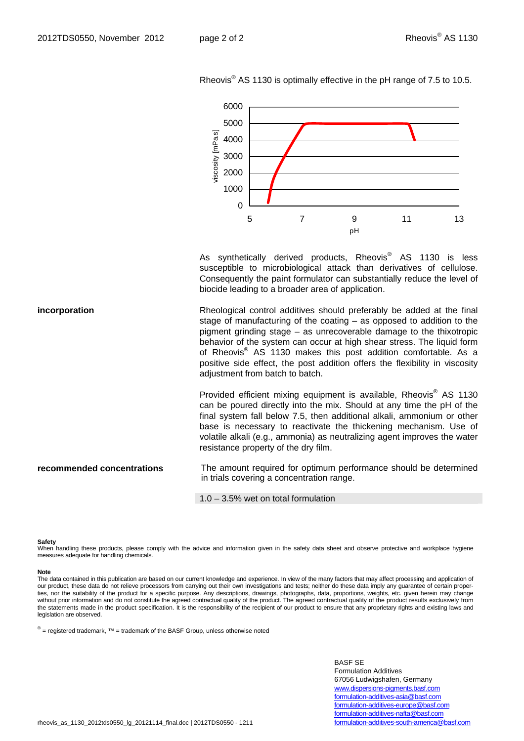Rheovis® AS 1130 is optimally effective in the pH range of 7.5 to 10.5.

6000
5000
4000
3000
2000
1000
0
viscosity [mPa.s]
5
7
9
11
13
pH

As synthetically derived products, Rheovis® AS 1130 is less susceptible to microbiological attack than derivatives of cellulose. Consequently the paint formulator can substantially reduce the level of biocide leading to a broader area of application.

**incorporation**

Rheological control additives should preferably be added at the final stage of manufacturing of the coating – as opposed to addition to the pigment grinding stage – as unrecoverable damage to the thixotropic behavior of the system can occur at high shear stress. The liquid form of Rheovis® AS 1130 makes this post addition comfortable. As a positive side effect, the post addition offers the flexibility in viscosity adjustment from batch to batch.

Provided efficient mixing equipment is available, Rheovis® AS 1130 can be poured directly into the mix. Should at any time the pH of the final system fall below 7.5, then additional alkali, ammonium or other base is necessary to reactivate the thickening mechanism. Use of volatile alkali (e.g., ammonia) as neutralizing agent improves the water resistance property of the dry film.

**recommended concentrations**

The amount required for optimum performance should be determined in trials covering a concentration range.

1.0 – 3.5% wet on total formulation

**Safety**
When handling these products, please comply with the advice and information given in the safety data sheet and observe protective and workplace hygiene measures adequate for handling chemicals.

**Note**
The data contained in this publication are based on our current knowledge and experience. In view of the many factors that may affect processing and application of our product, these data do not relieve processors from carrying out their own investigations and tests; neither do these data imply any guarantee of certain properties, nor the suitability of the product for a specific purpose. Any descriptions, drawings, photographs, data, proportions, weights, etc. given herein may change without prior information and do not constitute the agreed contractual quality of the product. The agreed contractual quality of the product results exclusively from the statements made in the product specification. It is the responsibility of the recipient of our product to ensure that any proprietary rights and existing laws and legislation are observed.

® = registered trademark, ™ = trademark of the BASF Group, unless otherwise noted

BASF SE
Formulation Additives
67056 Ludwigshafen, Germany
www.dispersions-pigments.basf.com
formulation-additives-asia@basf.com
formulation-additives-europe@basf.com
formulation-additives-nafta@basf.com
formulation-additives-south-america@basf.com

rheovis_as_1130_2012tds0550_lg_20121114_final.doc | 2012TDS0550 - 1211